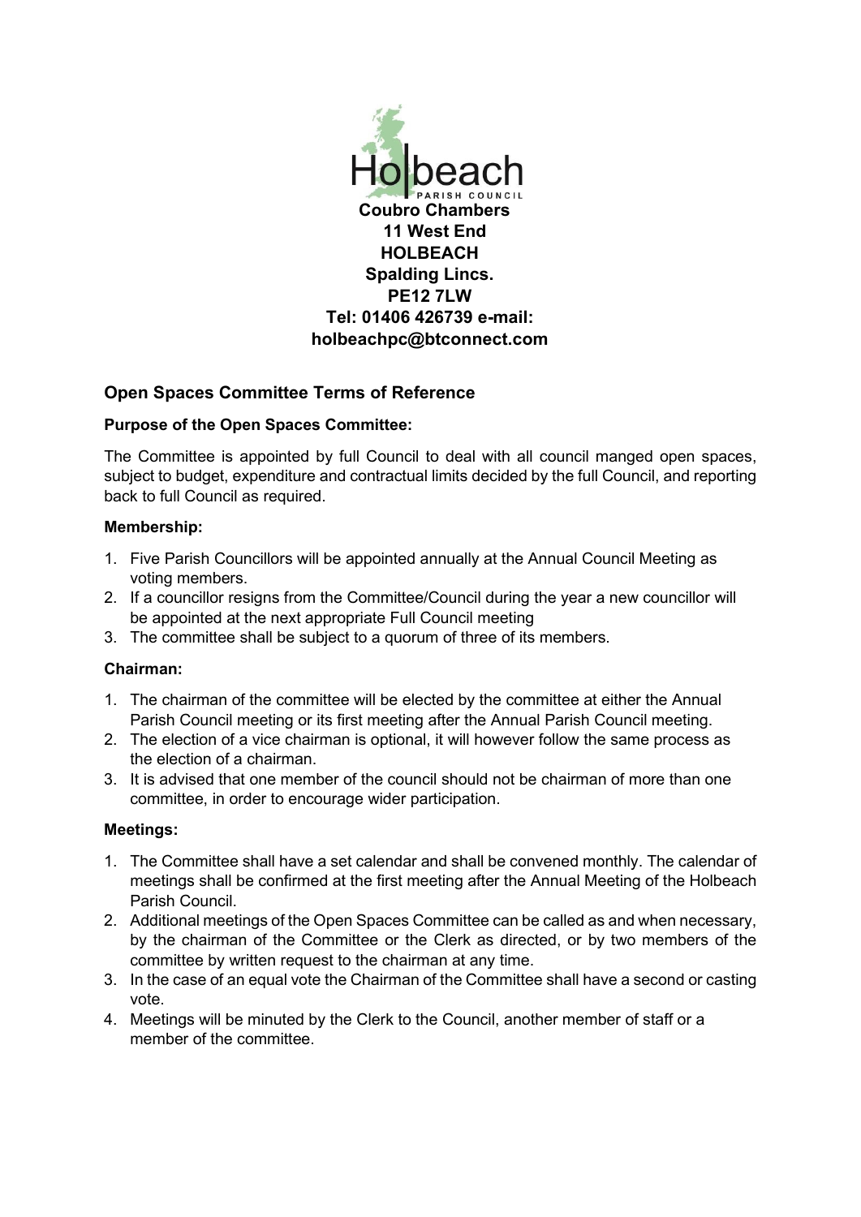Holbeach PARISH COUNCIL

**Coubro Chambers**
**11 West End**
**HOLBEACH**
**Spalding Lincs.**
**PE12 7LW**
**Tel: 01406 426739 e-mail: holbeachpc@btconnect.com**

## Open Spaces Committee Terms of Reference

### Purpose of the Open Spaces Committee:

The Committee is appointed by full Council to deal with all council manged open spaces, subject to budget, expenditure and contractual limits decided by the full Council, and reporting back to full Council as required.

### Membership:

1. Five Parish Councillors will be appointed annually at the Annual Council Meeting as voting members.
2. If a councillor resigns from the Committee/Council during the year a new councillor will be appointed at the next appropriate Full Council meeting
3. The committee shall be subject to a quorum of three of its members.

### Chairman:

1. The chairman of the committee will be elected by the committee at either the Annual Parish Council meeting or its first meeting after the Annual Parish Council meeting.
2. The election of a vice chairman is optional, it will however follow the same process as the election of a chairman.
3. It is advised that one member of the council should not be chairman of more than one committee, in order to encourage wider participation.

### Meetings:

1. The Committee shall have a set calendar and shall be convened monthly. The calendar of meetings shall be confirmed at the first meeting after the Annual Meeting of the Holbeach Parish Council.
2. Additional meetings of the Open Spaces Committee can be called as and when necessary, by the chairman of the Committee or the Clerk as directed, or by two members of the committee by written request to the chairman at any time.
3. In the case of an equal vote the Chairman of the Committee shall have a second or casting vote.
4. Meetings will be minuted by the Clerk to the Council, another member of staff or a member of the committee.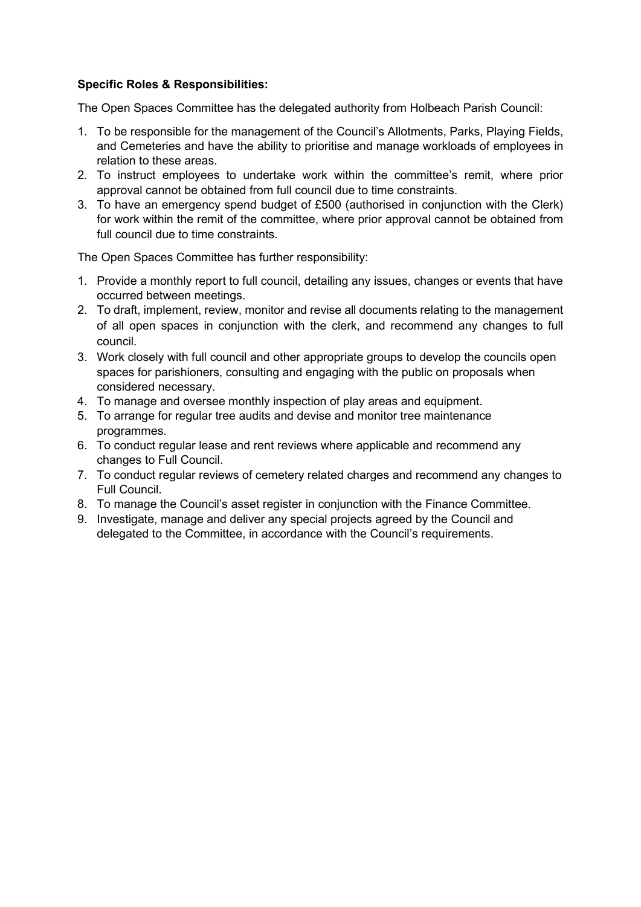**Specific Roles & Responsibilities:**

The Open Spaces Committee has the delegated authority from Holbeach Parish Council:

1. To be responsible for the management of the Council's Allotments, Parks, Playing Fields, and Cemeteries and have the ability to prioritise and manage workloads of employees in relation to these areas.
2. To instruct employees to undertake work within the committee's remit, where prior approval cannot be obtained from full council due to time constraints.
3. To have an emergency spend budget of £500 (authorised in conjunction with the Clerk) for work within the remit of the committee, where prior approval cannot be obtained from full council due to time constraints.

The Open Spaces Committee has further responsibility:

1. Provide a monthly report to full council, detailing any issues, changes or events that have occurred between meetings.
2. To draft, implement, review, monitor and revise all documents relating to the management of all open spaces in conjunction with the clerk, and recommend any changes to full council.
3. Work closely with full council and other appropriate groups to develop the councils open spaces for parishioners, consulting and engaging with the public on proposals when considered necessary.
4. To manage and oversee monthly inspection of play areas and equipment.
5. To arrange for regular tree audits and devise and monitor tree maintenance programmes.
6. To conduct regular lease and rent reviews where applicable and recommend any changes to Full Council.
7. To conduct regular reviews of cemetery related charges and recommend any changes to Full Council.
8. To manage the Council's asset register in conjunction with the Finance Committee.
9. Investigate, manage and deliver any special projects agreed by the Council and delegated to the Committee, in accordance with the Council's requirements.